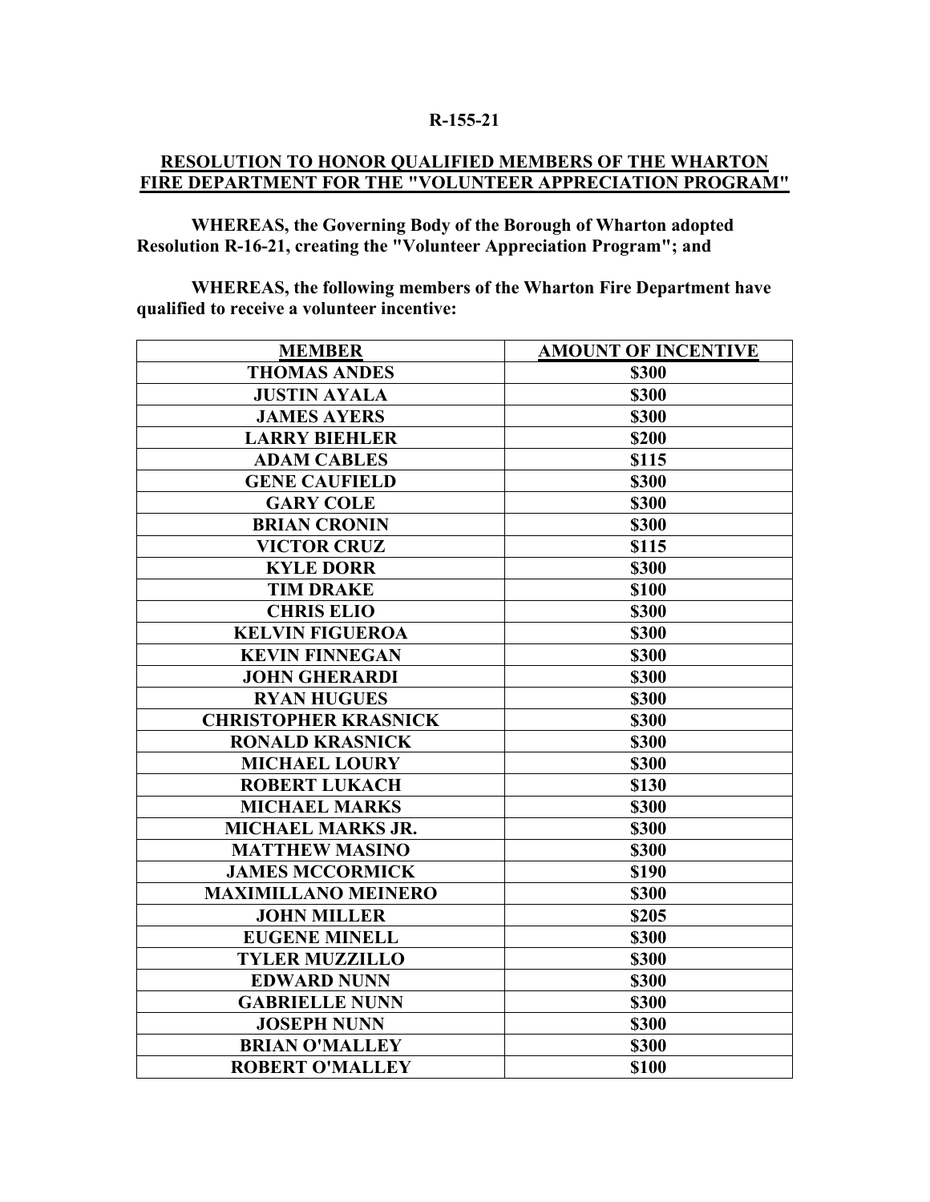**R-155-21**

## RESOLUTION TO HONOR QUALIFIED MEMBERS OF THE WHARTON FIRE DEPARTMENT FOR THE "VOLUNTEER APPRECIATION PROGRAM"

**WHEREAS, the Governing Body of the Borough of Wharton adopted Resolution R-16-21, creating the "Volunteer Appreciation Program"; and**

**WHEREAS, the following members of the Wharton Fire Department have qualified to receive a volunteer incentive:**

| MEMBER | AMOUNT OF INCENTIVE |
|---|---|
| THOMAS ANDES | $300 |
| JUSTIN AYALA | $300 |
| JAMES AYERS | $300 |
| LARRY BIEHLER | $200 |
| ADAM CABLES | $115 |
| GENE CAUFIELD | $300 |
| GARY COLE | $300 |
| BRIAN CRONIN | $300 |
| VICTOR CRUZ | $115 |
| KYLE DORR | $300 |
| TIM DRAKE | $100 |
| CHRIS ELIO | $300 |
| KELVIN FIGUEROA | $300 |
| KEVIN FINNEGAN | $300 |
| JOHN GHERARDI | $300 |
| RYAN HUGUES | $300 |
| CHRISTOPHER KRASNICK | $300 |
| RONALD KRASNICK | $300 |
| MICHAEL LOURY | $300 |
| ROBERT LUKACH | $130 |
| MICHAEL MARKS | $300 |
| MICHAEL MARKS JR. | $300 |
| MATTHEW MASINO | $300 |
| JAMES MCCORMICK | $190 |
| MAXIMILLANO MEINERO | $300 |
| JOHN MILLER | $205 |
| EUGENE MINELL | $300 |
| TYLER MUZZILLO | $300 |
| EDWARD NUNN | $300 |
| GABRIELLE NUNN | $300 |
| JOSEPH NUNN | $300 |
| BRIAN O'MALLEY | $300 |
| ROBERT O'MALLEY | $100 |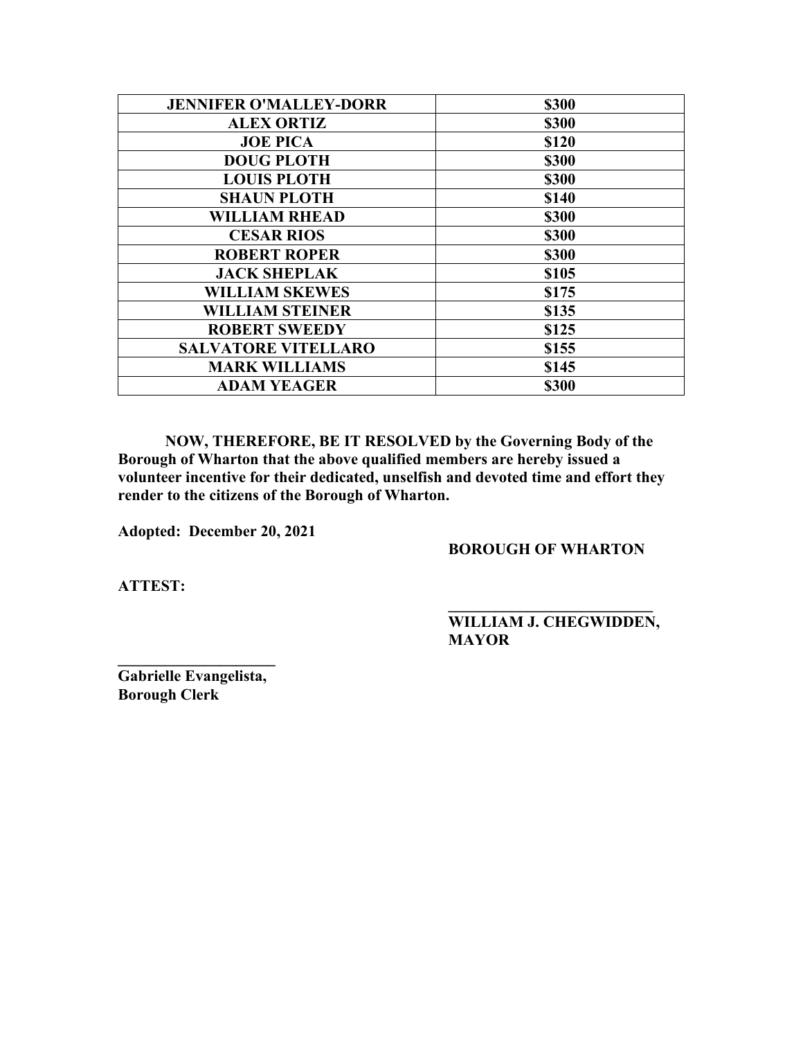| | |
|---|---|
| **JENNIFER O'MALLEY-DORR** | **$300** |
| **ALEX ORTIZ** | **$300** |
| **JOE PICA** | **$120** |
| **DOUG PLOTH** | **$300** |
| **LOUIS PLOTH** | **$300** |
| **SHAUN PLOTH** | **$140** |
| **WILLIAM RHEAD** | **$300** |
| **CESAR RIOS** | **$300** |
| **ROBERT ROPER** | **$300** |
| **JACK SHEPLAK** | **$105** |
| **WILLIAM SKEWES** | **$175** |
| **WILLIAM STEINER** | **$135** |
| **ROBERT SWEEDY** | **$125** |
| **SALVATORE VITELLARO** | **$155** |
| **MARK WILLIAMS** | **$145** |
| **ADAM YEAGER** | **$300** |

**NOW, THEREFORE, BE IT RESOLVED by the Governing Body of the Borough of Wharton that the above qualified members are hereby issued a volunteer incentive for their dedicated, unselfish and devoted time and effort they render to the citizens of the Borough of Wharton.**

**Adopted: December 20, 2021**

**BOROUGH OF WHARTON**

**ATTEST:**

**\_\_\_\_\_\_\_\_\_\_\_\_\_\_\_\_\_\_\_\_\_\_\_\_\_\_\_**
**WILLIAM J. CHEGWIDDEN, MAYOR**

**\_\_\_\_\_\_\_\_\_\_\_\_\_\_\_\_\_\_\_\_\_**
**Gabrielle Evangelista, Borough Clerk**